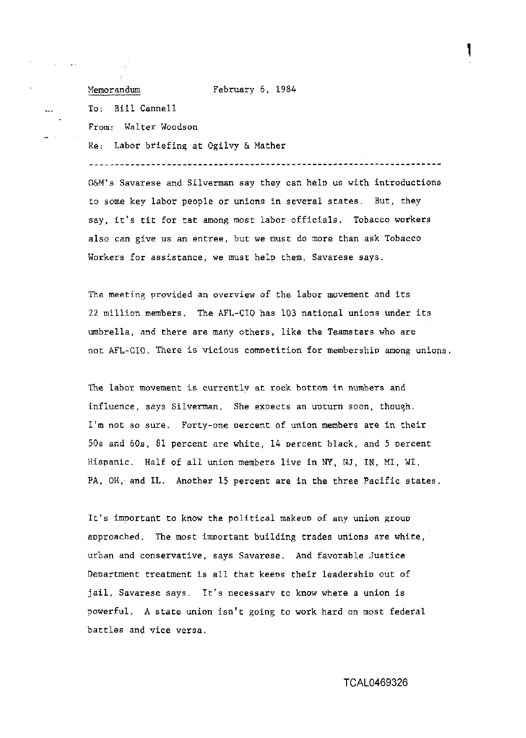Memorandum February 6, 1984

To: Bill Cannell

From: Walter Woodson

Re: Labor briefing at Ogilvy & Mather

---

O&M's Savarese and Silverman say they can help us with introductions to some key labor people or unions in several states. But, they say, it's tit for tat among most labor officials. Tobacco workers also can give us an entree, but we must do more than ask Tobacco Workers for assistance, we must help them, Savarese says.

The meeting provided an overview of the labor movement and its 22 million members. The AFL-CIO has 103 national unions under its umbrella, and there are many others, like the Teamsters who are not AFL-CIO. There is vicious competition for membership among unions.

The labor movement is currently at rock bottom in numbers and influence, says Silverman. She expects an upturn soon, though. I'm not so sure. Forty-one percent of union members are in their 50s and 60s, 81 percent are white, 14 percent black, and 5 percent Hispanic. Half of all union members live in NY, NJ, IN, MI, WI, PA, OH, and IL. Another 15 percent are in the three Pacific states.

It's important to know the political makeup of any union group approached. The most important building trades unions are white, urban and conservative, says Savarese. And favorable Justice Department treatment is all that keeps their leadership out of jail, Savarese says. It's necessary to know where a union is powerful. A state union isn't going to work hard on most federal battles and vice versa.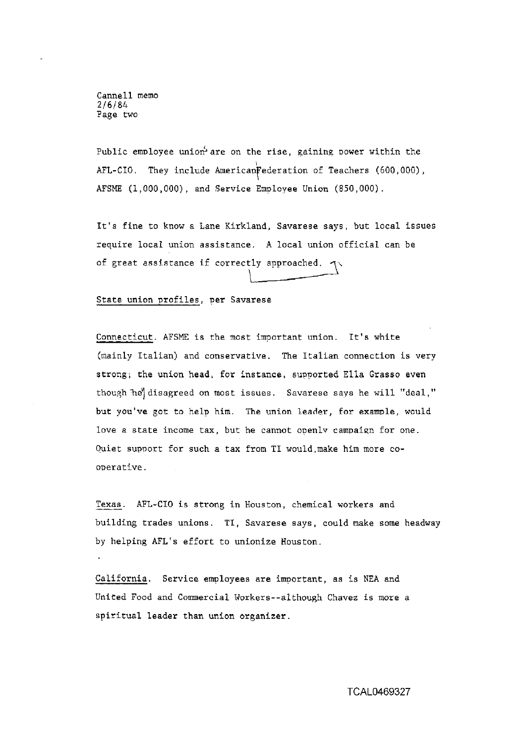Cannell memo
2/6/84
Page two

Public employee unions are on the rise, gaining power within the AFL-CIO. They include American Federation of Teachers (600,000), AFSME (1,000,000), and Service Employee Union (850,000).

It's fine to know a Lane Kirkland, Savarese says, but local issues require local union assistance. A local union official can be of great assistance if correctly approached.

State union profiles, per Savarese

Connecticut. AFSME is the most important union. It's white (mainly Italian) and conservative. The Italian connection is very strong; the union head, for instance, supported Ella Grasso even though he disagreed on most issues. Savarese says he will "deal," but you've got to help him. The union leader, for example, would love a state income tax, but he cannot openly campaign for one. Quiet support for such a tax from TI would make him more co-operative.

Texas. AFL-CIO is strong in Houston, chemical workers and building trades unions. TI, Savarese says, could make some headway by helping AFL's effort to unionize Houston.

California. Service employees are important, as is NEA and United Food and Commercial Workers--although Chavez is more a spiritual leader than union organizer.

TCAL0469327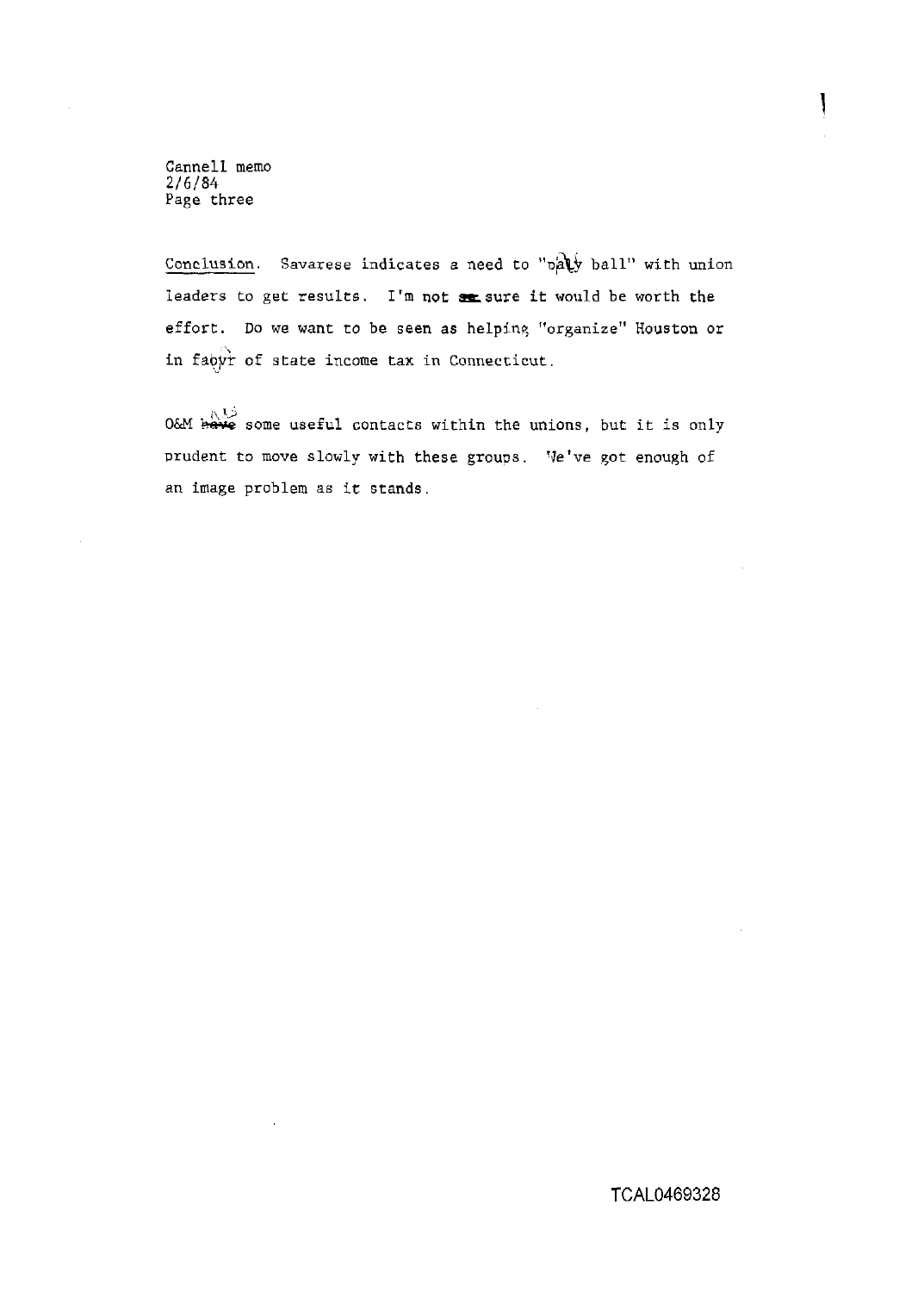Cannell memo
2/6/84
Page three

Conclusion. Savarese indicates a need to "play ball" with union leaders to get results. I'm not sure it would be worth the effort. Do we want to be seen as helping "organize" Houston or in favor of state income tax in Connecticut.

O&M has some useful contacts within the unions, but it is only prudent to move slowly with these groups. We've got enough of an image problem as it stands.

TCAL0469328